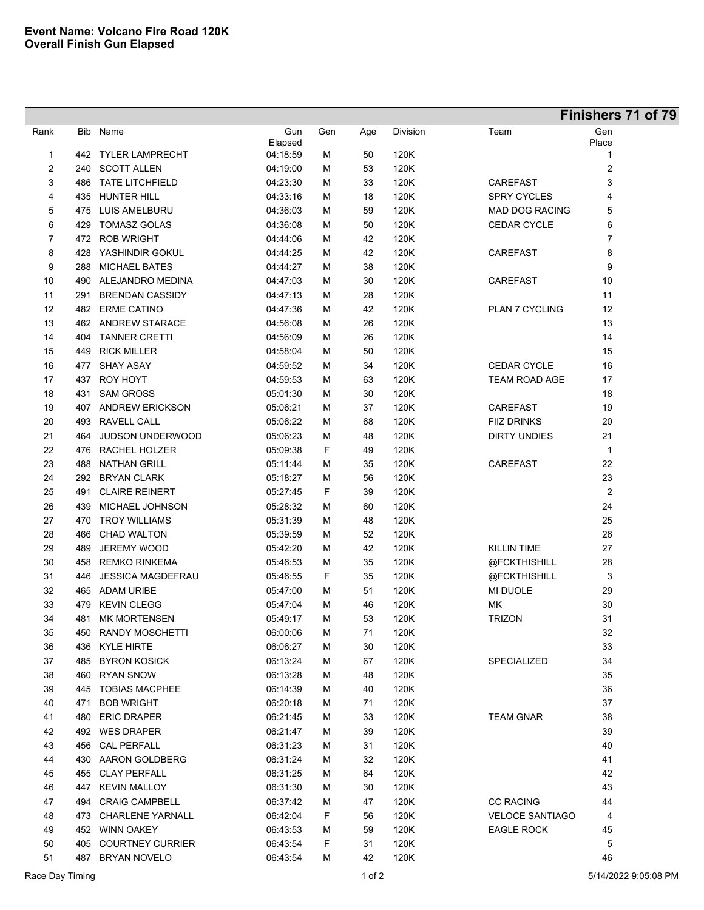**Event Name: Volcano Fire Road 120K**
**Overall Finish Gun Elapsed**

**Finishers 71 of 79**

| Rank | Bib | Name | Gun Elapsed | Gen | Age | Division | Team | Gen Place |
|---|---|---|---|---|---|---|---|---|
| 1 | 442 | TYLER LAMPRECHT | 04:18:59 | M | 50 | 120K | | 1 |
| 2 | 240 | SCOTT ALLEN | 04:19:00 | M | 53 | 120K | | 2 |
| 3 | 486 | TATE LITCHFIELD | 04:23:30 | M | 33 | 120K | CAREFAST | 3 |
| 4 | 435 | HUNTER HILL | 04:33:16 | M | 18 | 120K | SPRY CYCLES | 4 |
| 5 | 475 | LUIS AMELBURU | 04:36:03 | M | 59 | 120K | MAD DOG RACING | 5 |
| 6 | 429 | TOMASZ GOLAS | 04:36:08 | M | 50 | 120K | CEDAR CYCLE | 6 |
| 7 | 472 | ROB WRIGHT | 04:44:06 | M | 42 | 120K | | 7 |
| 8 | 428 | YASHINDIR GOKUL | 04:44:25 | M | 42 | 120K | CAREFAST | 8 |
| 9 | 288 | MICHAEL BATES | 04:44:27 | M | 38 | 120K | | 9 |
| 10 | 490 | ALEJANDRO MEDINA | 04:47:03 | M | 30 | 120K | CAREFAST | 10 |
| 11 | 291 | BRENDAN CASSIDY | 04:47:13 | M | 28 | 120K | | 11 |
| 12 | 482 | ERME CATINO | 04:47:36 | M | 42 | 120K | PLAN 7 CYCLING | 12 |
| 13 | 462 | ANDREW STARACE | 04:56:08 | M | 26 | 120K | | 13 |
| 14 | 404 | TANNER CRETTI | 04:56:09 | M | 26 | 120K | | 14 |
| 15 | 449 | RICK MILLER | 04:58:04 | M | 50 | 120K | | 15 |
| 16 | 477 | SHAY ASAY | 04:59:52 | M | 34 | 120K | CEDAR CYCLE | 16 |
| 17 | 437 | ROY HOYT | 04:59:53 | M | 63 | 120K | TEAM ROAD AGE | 17 |
| 18 | 431 | SAM GROSS | 05:01:30 | M | 30 | 120K | | 18 |
| 19 | 407 | ANDREW ERICKSON | 05:06:21 | M | 37 | 120K | CAREFAST | 19 |
| 20 | 493 | RAVELL CALL | 05:06:22 | M | 68 | 120K | FIIZ DRINKS | 20 |
| 21 | 464 | JUDSON UNDERWOOD | 05:06:23 | M | 48 | 120K | DIRTY UNDIES | 21 |
| 22 | 476 | RACHEL HOLZER | 05:09:38 | F | 49 | 120K | | 1 |
| 23 | 488 | NATHAN GRILL | 05:11:44 | M | 35 | 120K | CAREFAST | 22 |
| 24 | 292 | BRYAN CLARK | 05:18:27 | M | 56 | 120K | | 23 |
| 25 | 491 | CLAIRE REINERT | 05:27:45 | F | 39 | 120K | | 2 |
| 26 | 439 | MICHAEL JOHNSON | 05:28:32 | M | 60 | 120K | | 24 |
| 27 | 470 | TROY WILLIAMS | 05:31:39 | M | 48 | 120K | | 25 |
| 28 | 466 | CHAD WALTON | 05:39:59 | M | 52 | 120K | | 26 |
| 29 | 489 | JEREMY WOOD | 05:42:20 | M | 42 | 120K | KILLIN TIME | 27 |
| 30 | 458 | REMKO RINKEMA | 05:46:53 | M | 35 | 120K | @FCKTHISHILL | 28 |
| 31 | 446 | JESSICA MAGDEFRAU | 05:46:55 | F | 35 | 120K | @FCKTHISHILL | 3 |
| 32 | 465 | ADAM URIBE | 05:47:00 | M | 51 | 120K | MI DUOLE | 29 |
| 33 | 479 | KEVIN CLEGG | 05:47:04 | M | 46 | 120K | MK | 30 |
| 34 | 481 | MK MORTENSEN | 05:49:17 | M | 53 | 120K | TRIZON | 31 |
| 35 | 450 | RANDY MOSCHETTI | 06:00:06 | M | 71 | 120K | | 32 |
| 36 | 436 | KYLE HIRTE | 06:06:27 | M | 30 | 120K | | 33 |
| 37 | 485 | BYRON KOSICK | 06:13:24 | M | 67 | 120K | SPECIALIZED | 34 |
| 38 | 460 | RYAN SNOW | 06:13:28 | M | 48 | 120K | | 35 |
| 39 | 445 | TOBIAS MACPHEE | 06:14:39 | M | 40 | 120K | | 36 |
| 40 | 471 | BOB WRIGHT | 06:20:18 | M | 71 | 120K | | 37 |
| 41 | 480 | ERIC DRAPER | 06:21:45 | M | 33 | 120K | TEAM GNAR | 38 |
| 42 | 492 | WES DRAPER | 06:21:47 | M | 39 | 120K | | 39 |
| 43 | 456 | CAL PERFALL | 06:31:23 | M | 31 | 120K | | 40 |
| 44 | 430 | AARON GOLDBERG | 06:31:24 | M | 32 | 120K | | 41 |
| 45 | 455 | CLAY PERFALL | 06:31:25 | M | 64 | 120K | | 42 |
| 46 | 447 | KEVIN MALLOY | 06:31:30 | M | 30 | 120K | | 43 |
| 47 | 494 | CRAIG CAMPBELL | 06:37:42 | M | 47 | 120K | CC RACING | 44 |
| 48 | 473 | CHARLENE YARNALL | 06:42:04 | F | 56 | 120K | VELOCE SANTIAGO | 4 |
| 49 | 452 | WINN OAKEY | 06:43:53 | M | 59 | 120K | EAGLE ROCK | 45 |
| 50 | 405 | COURTNEY CURRIER | 06:43:54 | F | 31 | 120K | | 5 |
| 51 | 487 | BRYAN NOVELO | 06:43:54 | M | 42 | 120K | | 46 |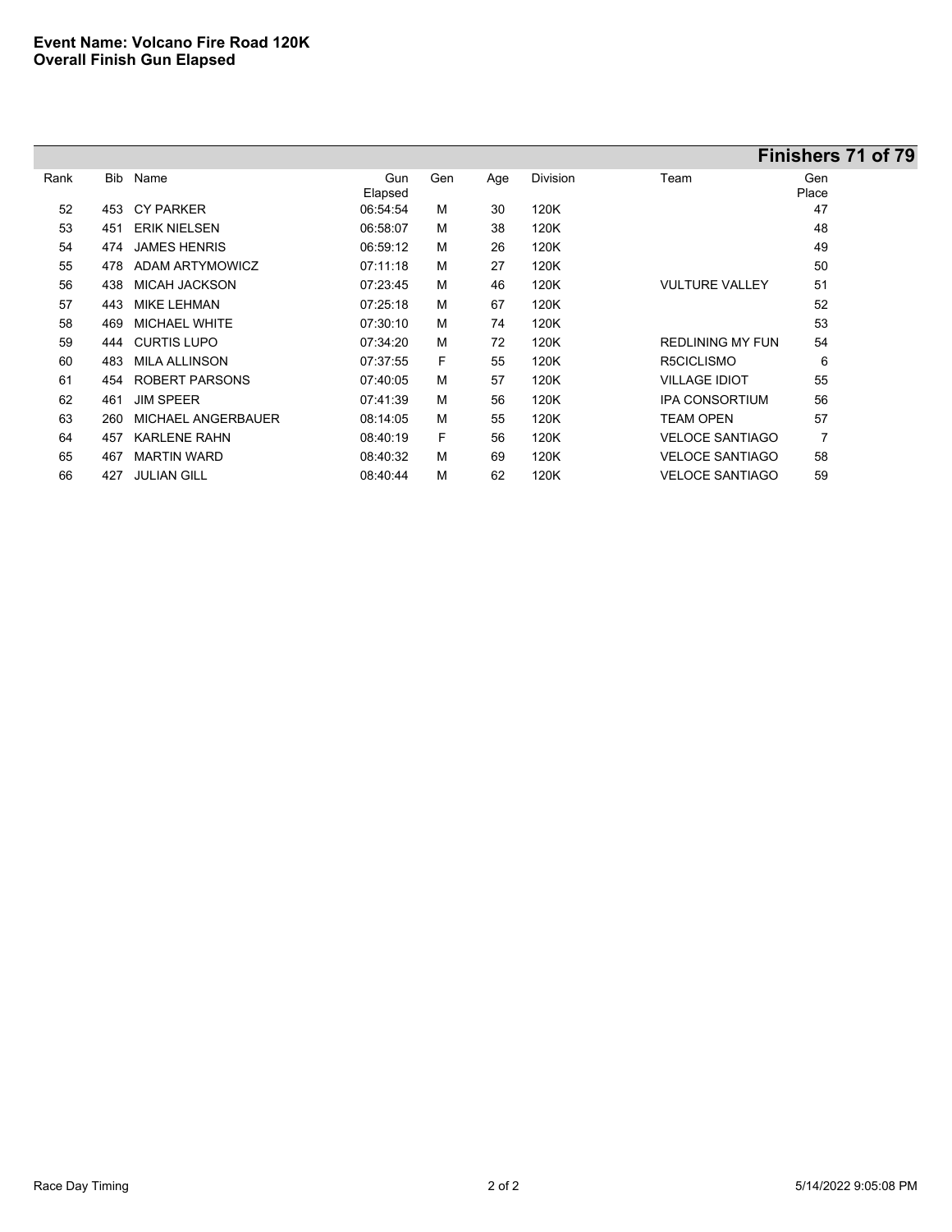**Event Name: Volcano Fire Road 120K**
**Overall Finish Gun Elapsed**

**Finishers 71 of 79**

| Rank | Bib | Name | Gun Elapsed | Gen | Age | Division | Team | Gen Place |
|---|---|---|---|---|---|---|---|---|
| 52 | 453 | CY PARKER | 06:54:54 | M | 30 | 120K | | 47 |
| 53 | 451 | ERIK NIELSEN | 06:58:07 | M | 38 | 120K | | 48 |
| 54 | 474 | JAMES HENRIS | 06:59:12 | M | 26 | 120K | | 49 |
| 55 | 478 | ADAM ARTYMOWICZ | 07:11:18 | M | 27 | 120K | | 50 |
| 56 | 438 | MICAH JACKSON | 07:23:45 | M | 46 | 120K | VULTURE VALLEY | 51 |
| 57 | 443 | MIKE LEHMAN | 07:25:18 | M | 67 | 120K | | 52 |
| 58 | 469 | MICHAEL WHITE | 07:30:10 | M | 74 | 120K | | 53 |
| 59 | 444 | CURTIS LUPO | 07:34:20 | M | 72 | 120K | REDLINING MY FUN | 54 |
| 60 | 483 | MILA ALLINSON | 07:37:55 | F | 55 | 120K | R5CICLISMO | 6 |
| 61 | 454 | ROBERT PARSONS | 07:40:05 | M | 57 | 120K | VILLAGE IDIOT | 55 |
| 62 | 461 | JIM SPEER | 07:41:39 | M | 56 | 120K | IPA CONSORTIUM | 56 |
| 63 | 260 | MICHAEL ANGERBAUER | 08:14:05 | M | 55 | 120K | TEAM OPEN | 57 |
| 64 | 457 | KARLENE RAHN | 08:40:19 | F | 56 | 120K | VELOCE SANTIAGO | 7 |
| 65 | 467 | MARTIN WARD | 08:40:32 | M | 69 | 120K | VELOCE SANTIAGO | 58 |
| 66 | 427 | JULIAN GILL | 08:40:44 | M | 62 | 120K | VELOCE SANTIAGO | 59 |

Race Day Timing

5/14/2022 9:05:08 PM